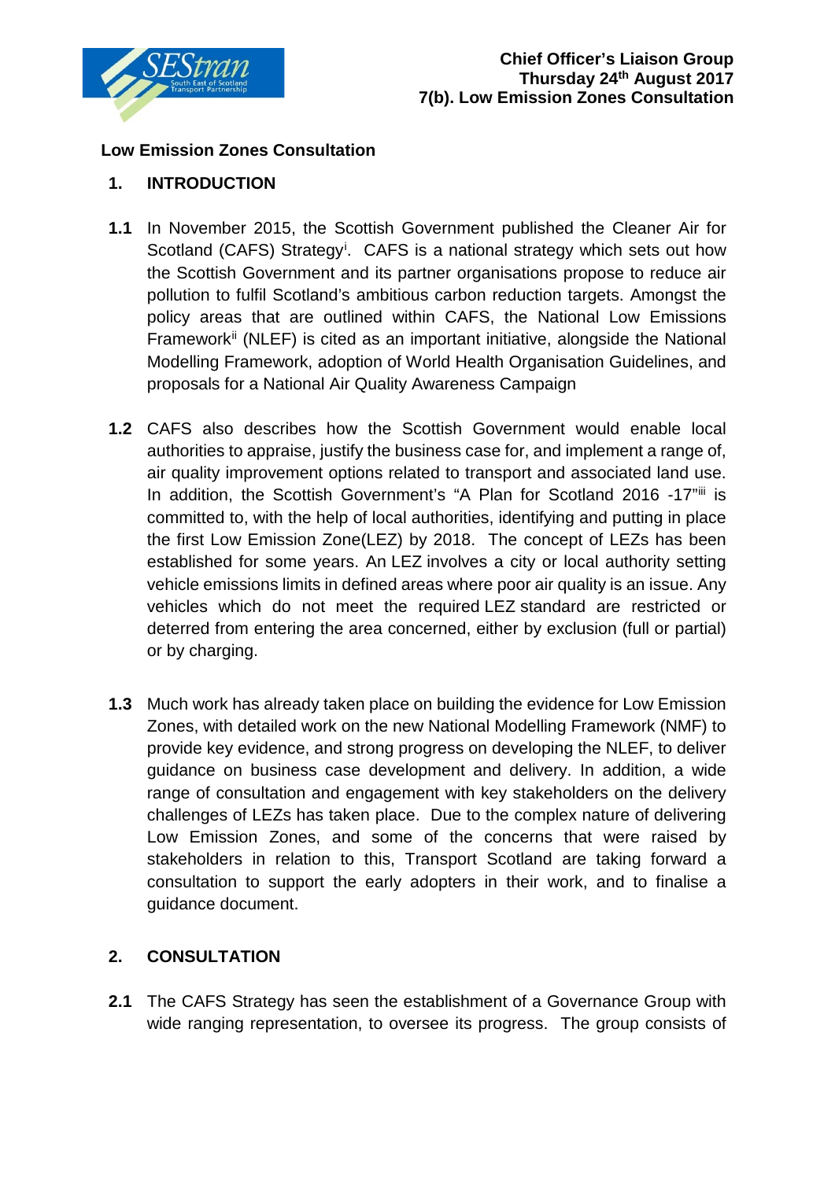**Chief Officer's Liaison Group**
**Thursday 24th August 2017**
**7(b). Low Emission Zones Consultation**

**Low Emission Zones Consultation**

## 1. INTRODUCTION

**1.1** In November 2015, the Scottish Government published the Cleaner Air for Scotland (CAFS) Strategy[i]. CAFS is a national strategy which sets out how the Scottish Government and its partner organisations propose to reduce air pollution to fulfil Scotland's ambitious carbon reduction targets. Amongst the policy areas that are outlined within CAFS, the National Low Emissions Framework[ii] (NLEF) is cited as an important initiative, alongside the National Modelling Framework, adoption of World Health Organisation Guidelines, and proposals for a National Air Quality Awareness Campaign

**1.2** CAFS also describes how the Scottish Government would enable local authorities to appraise, justify the business case for, and implement a range of, air quality improvement options related to transport and associated land use. In addition, the Scottish Government's "A Plan for Scotland 2016 -17"[iii] is committed to, with the help of local authorities, identifying and putting in place the first Low Emission Zone(LEZ) by 2018. The concept of LEZs has been established for some years. An LEZ involves a city or local authority setting vehicle emissions limits in defined areas where poor air quality is an issue. Any vehicles which do not meet the required LEZ standard are restricted or deterred from entering the area concerned, either by exclusion (full or partial) or by charging.

**1.3** Much work has already taken place on building the evidence for Low Emission Zones, with detailed work on the new National Modelling Framework (NMF) to provide key evidence, and strong progress on developing the NLEF, to deliver guidance on business case development and delivery. In addition, a wide range of consultation and engagement with key stakeholders on the delivery challenges of LEZs has taken place. Due to the complex nature of delivering Low Emission Zones, and some of the concerns that were raised by stakeholders in relation to this, Transport Scotland are taking forward a consultation to support the early adopters in their work, and to finalise a guidance document.

## 2. CONSULTATION

**2.1** The CAFS Strategy has seen the establishment of a Governance Group with wide ranging representation, to oversee its progress. The group consists of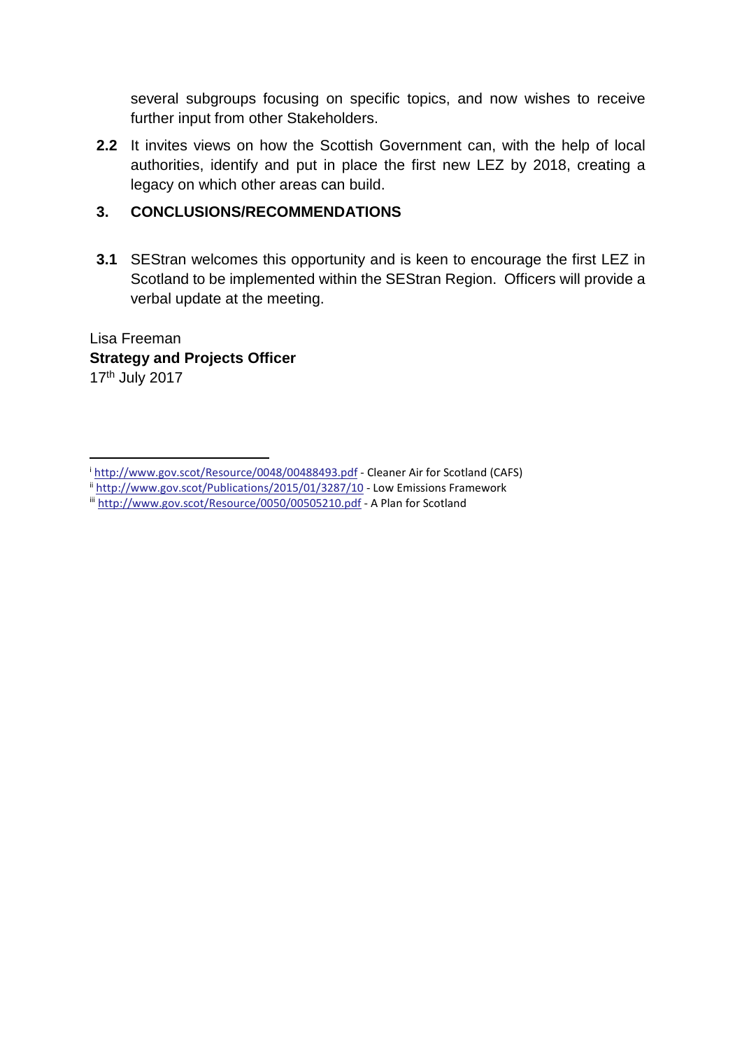several subgroups focusing on specific topics, and now wishes to receive further input from other Stakeholders.

**2.2** It invites views on how the Scottish Government can, with the help of local authorities, identify and put in place the first new LEZ by 2018, creating a legacy on which other areas can build.

## 3. CONCLUSIONS/RECOMMENDATIONS

**3.1** SEStran welcomes this opportunity and is keen to encourage the first LEZ in Scotland to be implemented within the SEStran Region. Officers will provide a verbal update at the meeting.

Lisa Freeman
**Strategy and Projects Officer**
17th July 2017

---

[i] http://www.gov.scot/Resource/0048/00488493.pdf - Cleaner Air for Scotland (CAFS)
[ii] http://www.gov.scot/Publications/2015/01/3287/10 - Low Emissions Framework
[iii] http://www.gov.scot/Resource/0050/00505210.pdf - A Plan for Scotland